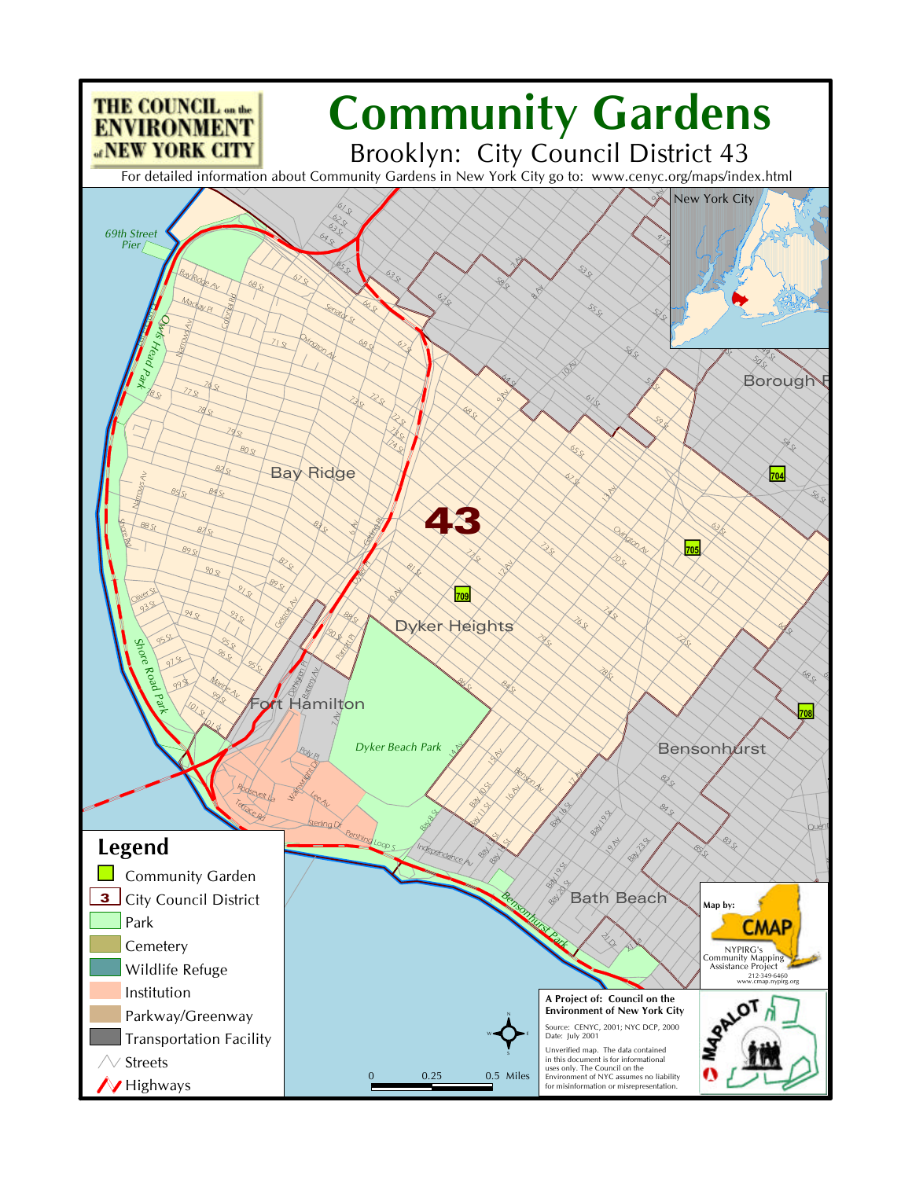THE COUNCIL on the ENVIRONMENT of NEW YORK CITY

# Community Gardens

## Brooklyn: City Council District 43

For detailed information about Community Gardens in New York City go to: www.cenyc.org/maps/index.html

New York City

43

Bay Ridge

Dyker Heights

Fort Hamilton

Bensonhurst

Bath Beach

Borough Park

Dyker Beach Park

Shore Road Park

Owls Head Park

Bensonhurst Park

69th Street Pier

704

705

708

709

## Legend

- Community Garden
- 3 City Council District
- Park
- Cemetery
- Wildlife Refuge
- Institution
- Parkway/Greenway
- Transportation Facility
- Streets
- Highways

0 0.25 0.5 Miles

**A Project of: Council on the Environment of New York City**

Source: CENYC, 2001; NYC DCP, 2000
Date: July 2001

Unverified map. The data contained in this document is for informational uses only. The Council on the Environment of NYC assumes no liability for misinformation or misrepresentation.

Map by: CMAP

NYPIRG's Community Mapping Assistance Project
212-349-6460
www.cmap.nypirg.org

MAPALOT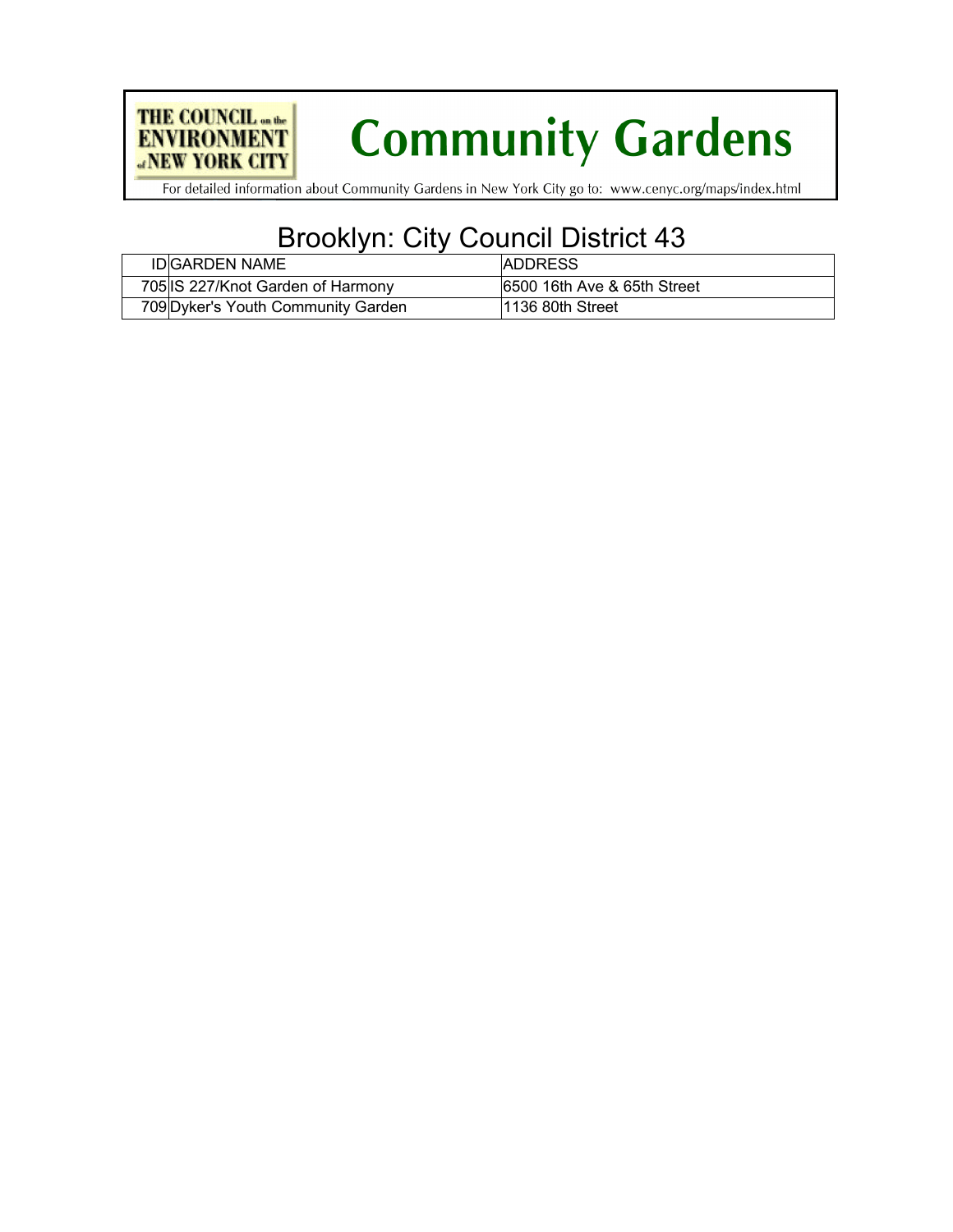THE COUNCIL on the ENVIRONMENT of NEW YORK CITY

# Community Gardens

For detailed information about Community Gardens in New York City go to: www.cenyc.org/maps/index.html

## Brooklyn: City Council District 43

| ID | GARDEN NAME | ADDRESS |
|---|---|---|
| 705 | IS 227/Knot Garden of Harmony | 6500 16th Ave & 65th Street |
| 709 | Dyker's Youth Community Garden | 1136 80th Street |